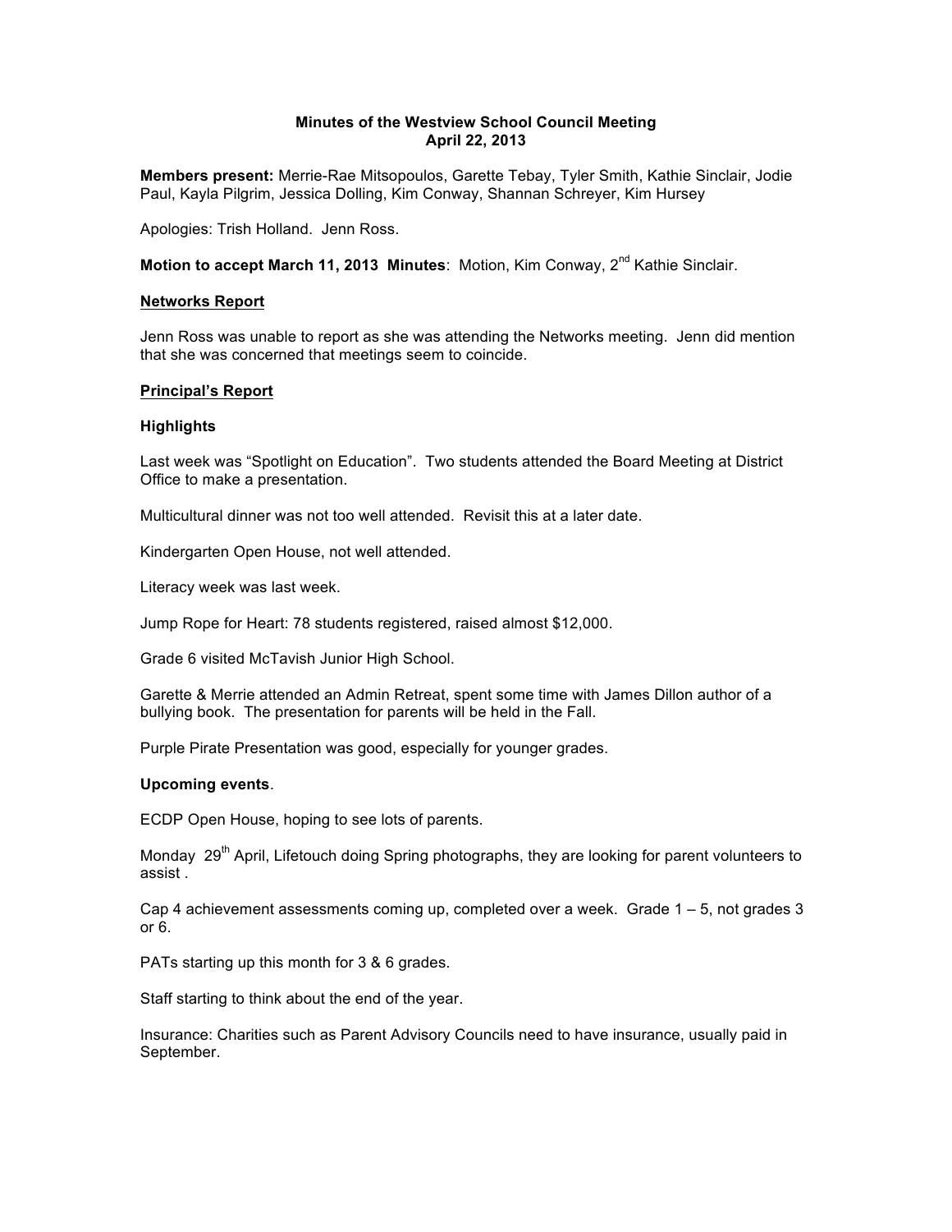# Minutes of the Westview School Council Meeting
## April 22, 2013

**Members present:** Merrie-Rae Mitsopoulos, Garette Tebay, Tyler Smith, Kathie Sinclair, Jodie Paul, Kayla Pilgrim, Jessica Dolling, Kim Conway, Shannan Schreyer, Kim Hursey

Apologies: Trish Holland. Jenn Ross.

**Motion to accept March 11, 2013 Minutes**: Motion, Kim Conway, 2nd Kathie Sinclair.

**<u>Networks Report</u>**

Jenn Ross was unable to report as she was attending the Networks meeting. Jenn did mention that she was concerned that meetings seem to coincide.

**<u>Principal's Report</u>**

**Highlights**

Last week was "Spotlight on Education". Two students attended the Board Meeting at District Office to make a presentation.

Multicultural dinner was not too well attended. Revisit this at a later date.

Kindergarten Open House, not well attended.

Literacy week was last week.

Jump Rope for Heart: 78 students registered, raised almost $12,000.

Grade 6 visited McTavish Junior High School.

Garette & Merrie attended an Admin Retreat, spent some time with James Dillon author of a bullying book. The presentation for parents will be held in the Fall.

Purple Pirate Presentation was good, especially for younger grades.

**Upcoming events**.

ECDP Open House, hoping to see lots of parents.

Monday 29th April, Lifetouch doing Spring photographs, they are looking for parent volunteers to assist .

Cap 4 achievement assessments coming up, completed over a week. Grade 1 – 5, not grades 3 or 6.

PATs starting up this month for 3 & 6 grades.

Staff starting to think about the end of the year.

Insurance: Charities such as Parent Advisory Councils need to have insurance, usually paid in September.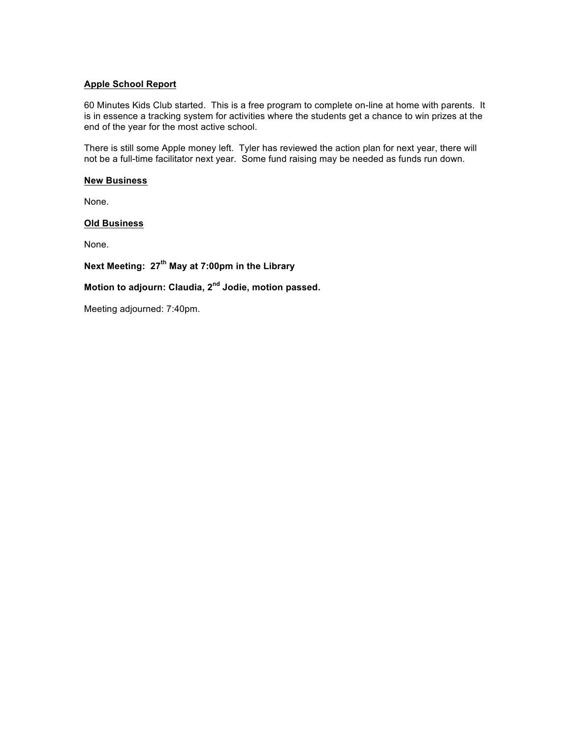**Apple School Report**

60 Minutes Kids Club started. This is a free program to complete on-line at home with parents. It is in essence a tracking system for activities where the students get a chance to win prizes at the end of the year for the most active school.

There is still some Apple money left. Tyler has reviewed the action plan for next year, there will not be a full-time facilitator next year. Some fund raising may be needed as funds run down.

**New Business**

None.

**Old Business**

None.

**Next Meeting: 27th May at 7:00pm in the Library**

**Motion to adjourn: Claudia, 2nd Jodie, motion passed.**

Meeting adjourned: 7:40pm.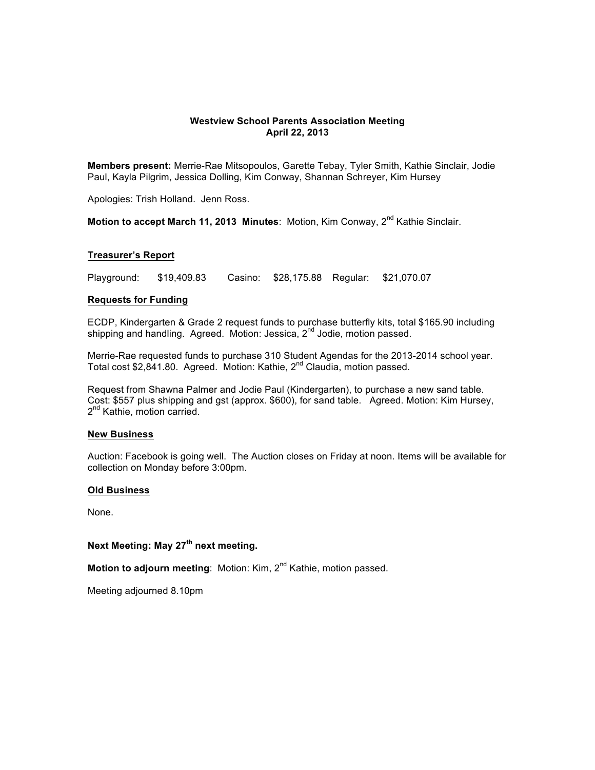**Westview School Parents Association Meeting**
**April 22, 2013**

**Members present:** Merrie-Rae Mitsopoulos, Garette Tebay, Tyler Smith, Kathie Sinclair, Jodie Paul, Kayla Pilgrim, Jessica Dolling, Kim Conway, Shannan Schreyer, Kim Hursey

Apologies: Trish Holland. Jenn Ross.

**Motion to accept March 11, 2013 Minutes**: Motion, Kim Conway, 2nd Kathie Sinclair.

## Treasurer's Report

Playground: $19,409.83 Casino: $28,175.88 Regular: $21,070.07

## Requests for Funding

ECDP, Kindergarten & Grade 2 request funds to purchase butterfly kits, total $165.90 including shipping and handling. Agreed. Motion: Jessica, 2nd Jodie, motion passed.

Merrie-Rae requested funds to purchase 310 Student Agendas for the 2013-2014 school year. Total cost $2,841.80. Agreed. Motion: Kathie, 2nd Claudia, motion passed.

Request from Shawna Palmer and Jodie Paul (Kindergarten), to purchase a new sand table. Cost: $557 plus shipping and gst (approx. $600), for sand table. Agreed. Motion: Kim Hursey, 2nd Kathie, motion carried.

## New Business

Auction: Facebook is going well. The Auction closes on Friday at noon. Items will be available for collection on Monday before 3:00pm.

## Old Business

None.

**Next Meeting: May 27th next meeting.**

**Motion to adjourn meeting**: Motion: Kim, 2nd Kathie, motion passed.

Meeting adjourned 8.10pm